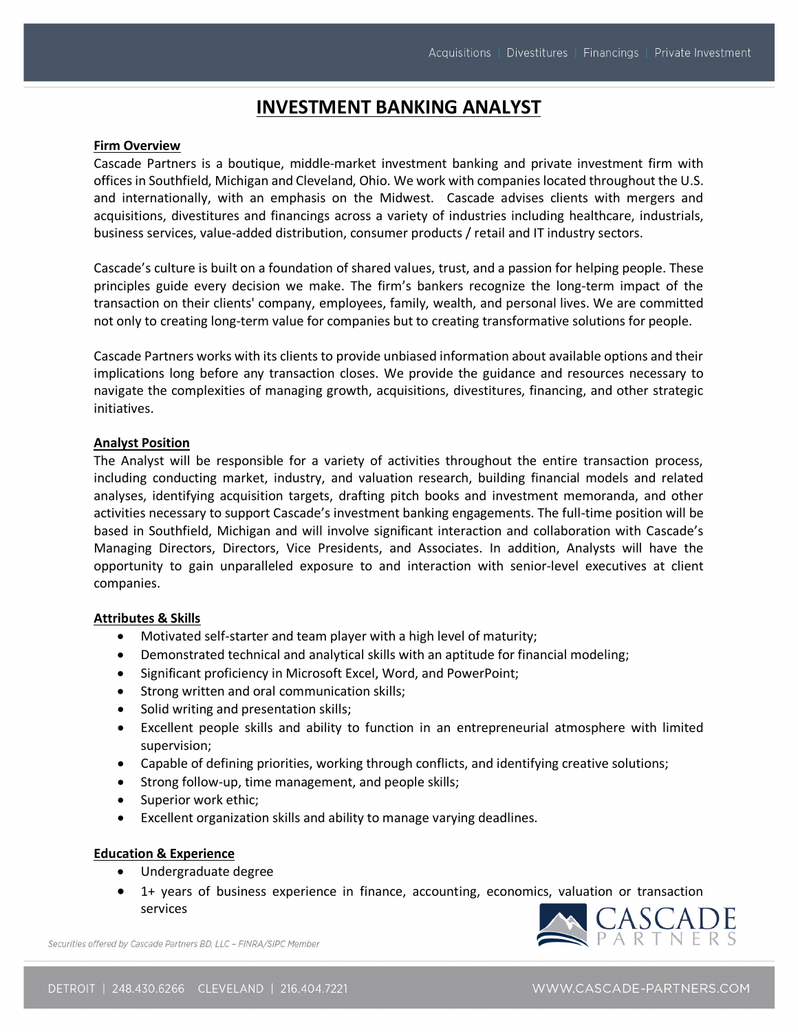# INVESTMENT BANKING ANALYST

**Firm Overview**

Cascade Partners is a boutique, middle-market investment banking and private investment firm with offices in Southfield, Michigan and Cleveland, Ohio. We work with companies located throughout the U.S. and internationally, with an emphasis on the Midwest. Cascade advises clients with mergers and acquisitions, divestitures and financings across a variety of industries including healthcare, industrials, business services, value-added distribution, consumer products / retail and IT industry sectors.

Cascade's culture is built on a foundation of shared values, trust, and a passion for helping people. These principles guide every decision we make. The firm's bankers recognize the long-term impact of the transaction on their clients' company, employees, family, wealth, and personal lives. We are committed not only to creating long-term value for companies but to creating transformative solutions for people.

Cascade Partners works with its clients to provide unbiased information about available options and their implications long before any transaction closes. We provide the guidance and resources necessary to navigate the complexities of managing growth, acquisitions, divestitures, financing, and other strategic initiatives.

**Analyst Position**

The Analyst will be responsible for a variety of activities throughout the entire transaction process, including conducting market, industry, and valuation research, building financial models and related analyses, identifying acquisition targets, drafting pitch books and investment memoranda, and other activities necessary to support Cascade's investment banking engagements. The full-time position will be based in Southfield, Michigan and will involve significant interaction and collaboration with Cascade's Managing Directors, Directors, Vice Presidents, and Associates. In addition, Analysts will have the opportunity to gain unparalleled exposure to and interaction with senior-level executives at client companies.

**Attributes & Skills**

- Motivated self-starter and team player with a high level of maturity;
- Demonstrated technical and analytical skills with an aptitude for financial modeling;
- Significant proficiency in Microsoft Excel, Word, and PowerPoint;
- Strong written and oral communication skills;
- Solid writing and presentation skills;
- Excellent people skills and ability to function in an entrepreneurial atmosphere with limited supervision;
- Capable of defining priorities, working through conflicts, and identifying creative solutions;
- Strong follow-up, time management, and people skills;
- Superior work ethic;
- Excellent organization skills and ability to manage varying deadlines.

**Education & Experience**

- Undergraduate degree
- 1+ years of business experience in finance, accounting, economics, valuation or transaction services

*Securities offered by Cascade Partners BD, LLC – FINRA/SIPC Member*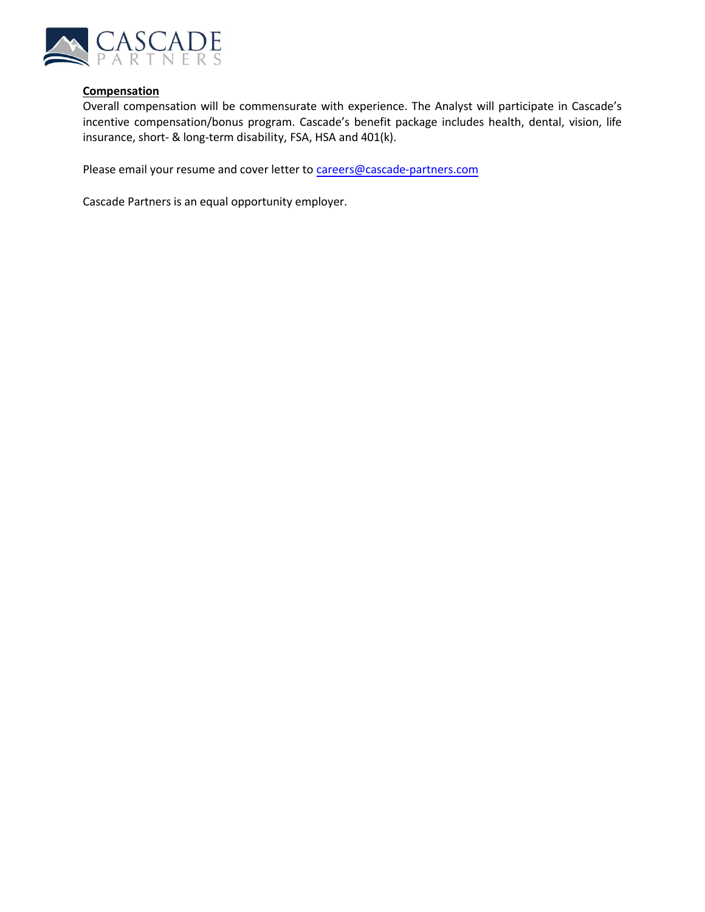**Compensation**

Overall compensation will be commensurate with experience. The Analyst will participate in Cascade's incentive compensation/bonus program. Cascade's benefit package includes health, dental, vision, life insurance, short- & long-term disability, FSA, HSA and 401(k).

Please email your resume and cover letter to careers@cascade-partners.com

Cascade Partners is an equal opportunity employer.